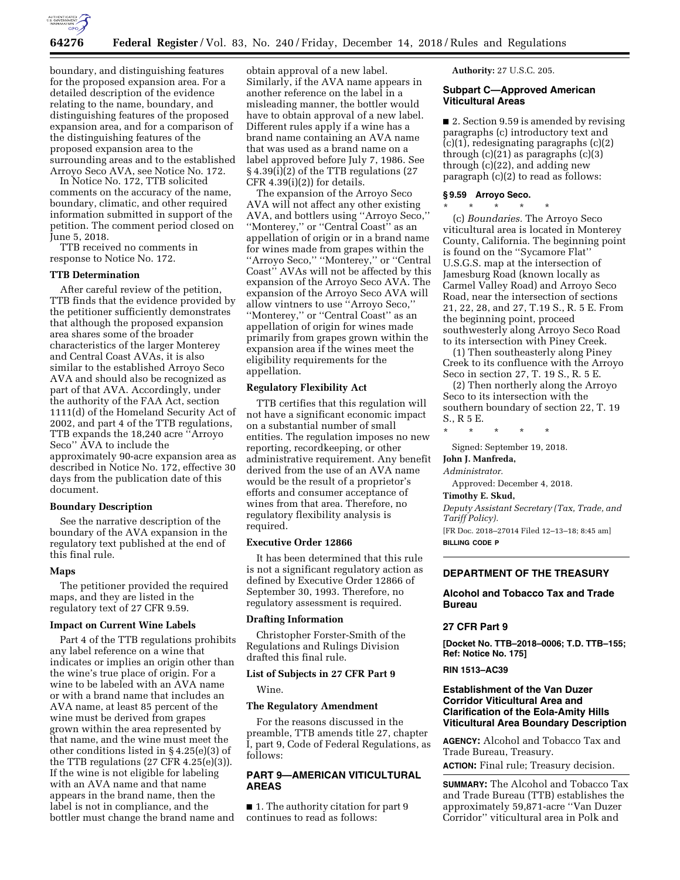boundary, and distinguishing features for the proposed expansion area. For a detailed description of the evidence relating to the name, boundary, and distinguishing features of the proposed expansion area, and for a comparison of the distinguishing features of the proposed expansion area to the surrounding areas and to the established Arroyo Seco AVA, see Notice No. 172.

In Notice No. 172, TTB solicited comments on the accuracy of the name, boundary, climatic, and other required information submitted in support of the petition. The comment period closed on June 5, 2018.

TTB received no comments in response to Notice No. 172.

### TTB Determination

After careful review of the petition, TTB finds that the evidence provided by the petitioner sufficiently demonstrates that although the proposed expansion area shares some of the broader characteristics of the larger Monterey and Central Coast AVAs, it is also similar to the established Arroyo Seco AVA and should also be recognized as part of that AVA. Accordingly, under the authority of the FAA Act, section 1111(d) of the Homeland Security Act of 2002, and part 4 of the TTB regulations, TTB expands the 18,240 acre "Arroyo Seco" AVA to include the approximately 90-acre expansion area as described in Notice No. 172, effective 30 days from the publication date of this document.

### Boundary Description

See the narrative description of the boundary of the AVA expansion in the regulatory text published at the end of this final rule.

### Maps

The petitioner provided the required maps, and they are listed in the regulatory text of 27 CFR 9.59.

### Impact on Current Wine Labels

Part 4 of the TTB regulations prohibits any label reference on a wine that indicates or implies an origin other than the wine's true place of origin. For a wine to be labeled with an AVA name or with a brand name that includes an AVA name, at least 85 percent of the wine must be derived from grapes grown within the area represented by that name, and the wine must meet the other conditions listed in § 4.25(e)(3) of the TTB regulations (27 CFR 4.25(e)(3)). If the wine is not eligible for labeling with an AVA name and that name appears in the brand name, then the label is not in compliance, and the bottler must change the brand name and obtain approval of a new label. Similarly, if the AVA name appears in another reference on the label in a misleading manner, the bottler would have to obtain approval of a new label. Different rules apply if a wine has a brand name containing an AVA name that was used as a brand name on a label approved before July 7, 1986. See § 4.39(i)(2) of the TTB regulations (27 CFR 4.39(i)(2)) for details.

The expansion of the Arroyo Seco AVA will not affect any other existing AVA, and bottlers using "Arroyo Seco," "Monterey," or "Central Coast" as an appellation of origin or in a brand name for wines made from grapes within the "Arroyo Seco," "Monterey," or "Central Coast" AVAs will not be affected by this expansion of the Arroyo Seco AVA. The expansion of the Arroyo Seco AVA will allow vintners to use "Arroyo Seco," "Monterey," or "Central Coast" as an appellation of origin for wines made primarily from grapes grown within the expansion area if the wines meet the eligibility requirements for the appellation.

### Regulatory Flexibility Act

TTB certifies that this regulation will not have a significant economic impact on a substantial number of small entities. The regulation imposes no new reporting, recordkeeping, or other administrative requirement. Any benefit derived from the use of an AVA name would be the result of a proprietor's efforts and consumer acceptance of wines from that area. Therefore, no regulatory flexibility analysis is required.

### Executive Order 12866

It has been determined that this rule is not a significant regulatory action as defined by Executive Order 12866 of September 30, 1993. Therefore, no regulatory assessment is required.

### Drafting Information

Christopher Forster-Smith of the Regulations and Rulings Division drafted this final rule.

### List of Subjects in 27 CFR Part 9

Wine.

### The Regulatory Amendment

For the reasons discussed in the preamble, TTB amends title 27, chapter I, part 9, Code of Federal Regulations, as follows:

## PART 9—AMERICAN VITICULTURAL AREAS

■ 1. The authority citation for part 9 continues to read as follows:

**Authority:** 27 U.S.C. 205.

### Subpart C—Approved American Viticultural Areas

■ 2. Section 9.59 is amended by revising paragraphs (c) introductory text and (c)(1), redesignating paragraphs (c)(2) through (c)(21) as paragraphs (c)(3) through (c)(22), and adding new paragraph (c)(2) to read as follows:

#### § 9.59 Arroyo Seco.

\* \* \* \* \*

(c) *Boundaries.* The Arroyo Seco viticultural area is located in Monterey County, California. The beginning point is found on the "Sycamore Flat" U.S.G.S. map at the intersection of Jamesburg Road (known locally as Carmel Valley Road) and Arroyo Seco Road, near the intersection of sections 21, 22, 28, and 27, T.19 S., R. 5 E. From the beginning point, proceed southwesterly along Arroyo Seco Road to its intersection with Piney Creek.

(1) Then southeasterly along Piney Creek to its confluence with the Arroyo Seco in section 27, T. 19 S., R. 5 E.

(2) Then northerly along the Arroyo Seco to its intersection with the southern boundary of section 22, T. 19 S., R 5 E.

\* \* \* \* \*

Signed: September 19, 2018.

**John J. Manfreda,**

*Administrator.*

Approved: December 4, 2018.

**Timothy E. Skud,**

*Deputy Assistant Secretary (Tax, Trade, and Tariff Policy).*

[FR Doc. 2018–27014 Filed 12–13–18; 8:45 am]

**BILLING CODE P**

---

## DEPARTMENT OF THE TREASURY

## Alcohol and Tobacco Tax and Trade Bureau

## 27 CFR Part 9

**[Docket No. TTB–2018–0006; T.D. TTB–155; Ref: Notice No. 175]**

**RIN 1513–AC39**

## Establishment of the Van Duzer Corridor Viticultural Area and Clarification of the Eola-Amity Hills Viticultural Area Boundary Description

**AGENCY:** Alcohol and Tobacco Tax and Trade Bureau, Treasury.

**ACTION:** Final rule; Treasury decision.

**SUMMARY:** The Alcohol and Tobacco Tax and Trade Bureau (TTB) establishes the approximately 59,871-acre "Van Duzer Corridor" viticultural area in Polk and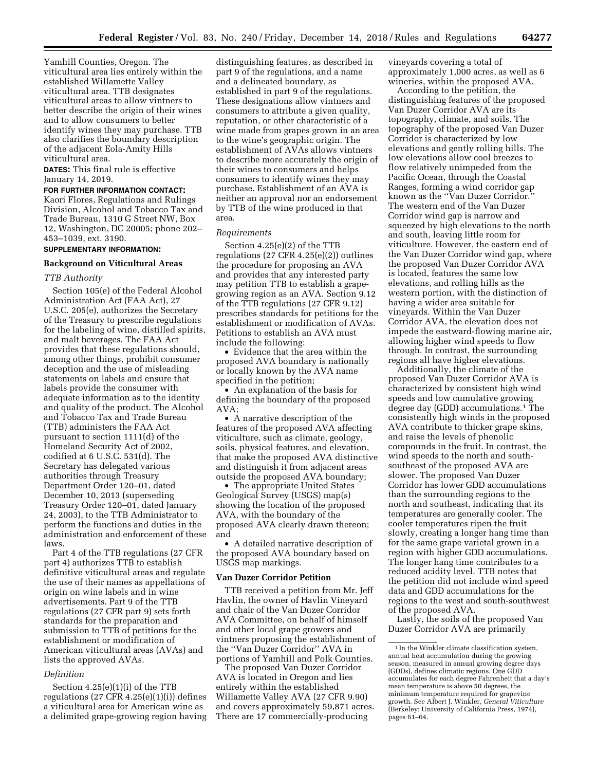Yamhill Counties, Oregon. The viticultural area lies entirely within the established Willamette Valley viticultural area. TTB designates viticultural areas to allow vintners to better describe the origin of their wines and to allow consumers to better identify wines they may purchase. TTB also clarifies the boundary description of the adjacent Eola-Amity Hills viticultural area.

**DATES:** This final rule is effective January 14, 2019.

**FOR FURTHER INFORMATION CONTACT:** Kaori Flores, Regulations and Rulings Division, Alcohol and Tobacco Tax and Trade Bureau, 1310 G Street NW, Box 12, Washington, DC 20005; phone 202–453–1039, ext. 3190.

**SUPPLEMENTARY INFORMATION:**

## Background on Viticultural Areas

### *TTB Authority*

Section 105(e) of the Federal Alcohol Administration Act (FAA Act), 27 U.S.C. 205(e), authorizes the Secretary of the Treasury to prescribe regulations for the labeling of wine, distilled spirits, and malt beverages. The FAA Act provides that these regulations should, among other things, prohibit consumer deception and the use of misleading statements on labels and ensure that labels provide the consumer with adequate information as to the identity and quality of the product. The Alcohol and Tobacco Tax and Trade Bureau (TTB) administers the FAA Act pursuant to section 1111(d) of the Homeland Security Act of 2002, codified at 6 U.S.C. 531(d). The Secretary has delegated various authorities through Treasury Department Order 120–01, dated December 10, 2013 (superseding Treasury Order 120–01, dated January 24, 2003), to the TTB Administrator to perform the functions and duties in the administration and enforcement of these laws.

Part 4 of the TTB regulations (27 CFR part 4) authorizes TTB to establish definitive viticultural areas and regulate the use of their names as appellations of origin on wine labels and in wine advertisements. Part 9 of the TTB regulations (27 CFR part 9) sets forth standards for the preparation and submission to TTB of petitions for the establishment or modification of American viticultural areas (AVAs) and lists the approved AVAs.

### *Definition*

Section 4.25(e)(1)(i) of the TTB regulations (27 CFR 4.25(e)(1)(i)) defines a viticultural area for American wine as a delimited grape-growing region having distinguishing features, as described in part 9 of the regulations, and a name and a delineated boundary, as established in part 9 of the regulations. These designations allow vintners and consumers to attribute a given quality, reputation, or other characteristic of a wine made from grapes grown in an area to the wine's geographic origin. The establishment of AVAs allows vintners to describe more accurately the origin of their wines to consumers and helps consumers to identify wines they may purchase. Establishment of an AVA is neither an approval nor an endorsement by TTB of the wine produced in that area.

### *Requirements*

Section 4.25(e)(2) of the TTB regulations (27 CFR 4.25(e)(2)) outlines the procedure for proposing an AVA and provides that any interested party may petition TTB to establish a grape-growing region as an AVA. Section 9.12 of the TTB regulations (27 CFR 9.12) prescribes standards for petitions for the establishment or modification of AVAs. Petitions to establish an AVA must include the following:

- Evidence that the area within the proposed AVA boundary is nationally or locally known by the AVA name specified in the petition;
- An explanation of the basis for defining the boundary of the proposed AVA;
- A narrative description of the features of the proposed AVA affecting viticulture, such as climate, geology, soils, physical features, and elevation, that make the proposed AVA distinctive and distinguish it from adjacent areas outside the proposed AVA boundary;
- The appropriate United States Geological Survey (USGS) map(s) showing the location of the proposed AVA, with the boundary of the proposed AVA clearly drawn thereon; and
- A detailed narrative description of the proposed AVA boundary based on USGS map markings.

## Van Duzer Corridor Petition

TTB received a petition from Mr. Jeff Havlin, the owner of Havlin Vineyard and chair of the Van Duzer Corridor AVA Committee, on behalf of himself and other local grape growers and vintners proposing the establishment of the "Van Duzer Corridor" AVA in portions of Yamhill and Polk Counties.

The proposed Van Duzer Corridor AVA is located in Oregon and lies entirely within the established Willamette Valley AVA (27 CFR 9.90) and covers approximately 59,871 acres. There are 17 commercially-producing vineyards covering a total of approximately 1,000 acres, as well as 6 wineries, within the proposed AVA.

According to the petition, the distinguishing features of the proposed Van Duzer Corridor AVA are its topography, climate, and soils. The topography of the proposed Van Duzer Corridor is characterized by low elevations and gently rolling hills. The low elevations allow cool breezes to flow relatively unimpeded from the Pacific Ocean, through the Coastal Ranges, forming a wind corridor gap known as the "Van Duzer Corridor." The western end of the Van Duzer Corridor wind gap is narrow and squeezed by high elevations to the north and south, leaving little room for viticulture. However, the eastern end of the Van Duzer Corridor wind gap, where the proposed Van Duzer Corridor AVA is located, features the same low elevations, and rolling hills as the western portion, with the distinction of having a wider area suitable for vineyards. Within the Van Duzer Corridor AVA, the elevation does not impede the eastward-flowing marine air, allowing higher wind speeds to flow through. In contrast, the surrounding regions all have higher elevations.

Additionally, the climate of the proposed Van Duzer Corridor AVA is characterized by consistent high wind speeds and low cumulative growing degree day (GDD) accumulations.[1] The consistently high winds in the proposed AVA contribute to thicker grape skins, and raise the levels of phenolic compounds in the fruit. In contrast, the wind speeds to the north and south-southeast of the proposed AVA are slower. The proposed Van Duzer Corridor has lower GDD accumulations than the surrounding regions to the north and southeast, indicating that its temperatures are generally cooler. The cooler temperatures ripen the fruit slowly, creating a longer hang time than for the same grape varietal grown in a region with higher GDD accumulations. The longer hang time contributes to a reduced acidity level. TTB notes that the petition did not include wind speed data and GDD accumulations for the regions to the west and south-southwest of the proposed AVA.

Lastly, the soils of the proposed Van Duzer Corridor AVA are primarily

[1] In the Winkler climate classification system, annual heat accumulation during the growing season, measured in annual growing degree days (GDDs), defines climatic regions. One GDD accumulates for each degree Fahrenheit that a day's mean temperature is above 50 degrees, the minimum temperature required for grapevine growth. See Albert J. Winkler, *General Viticulture* (Berkeley: University of California Press, 1974), pages 61–64.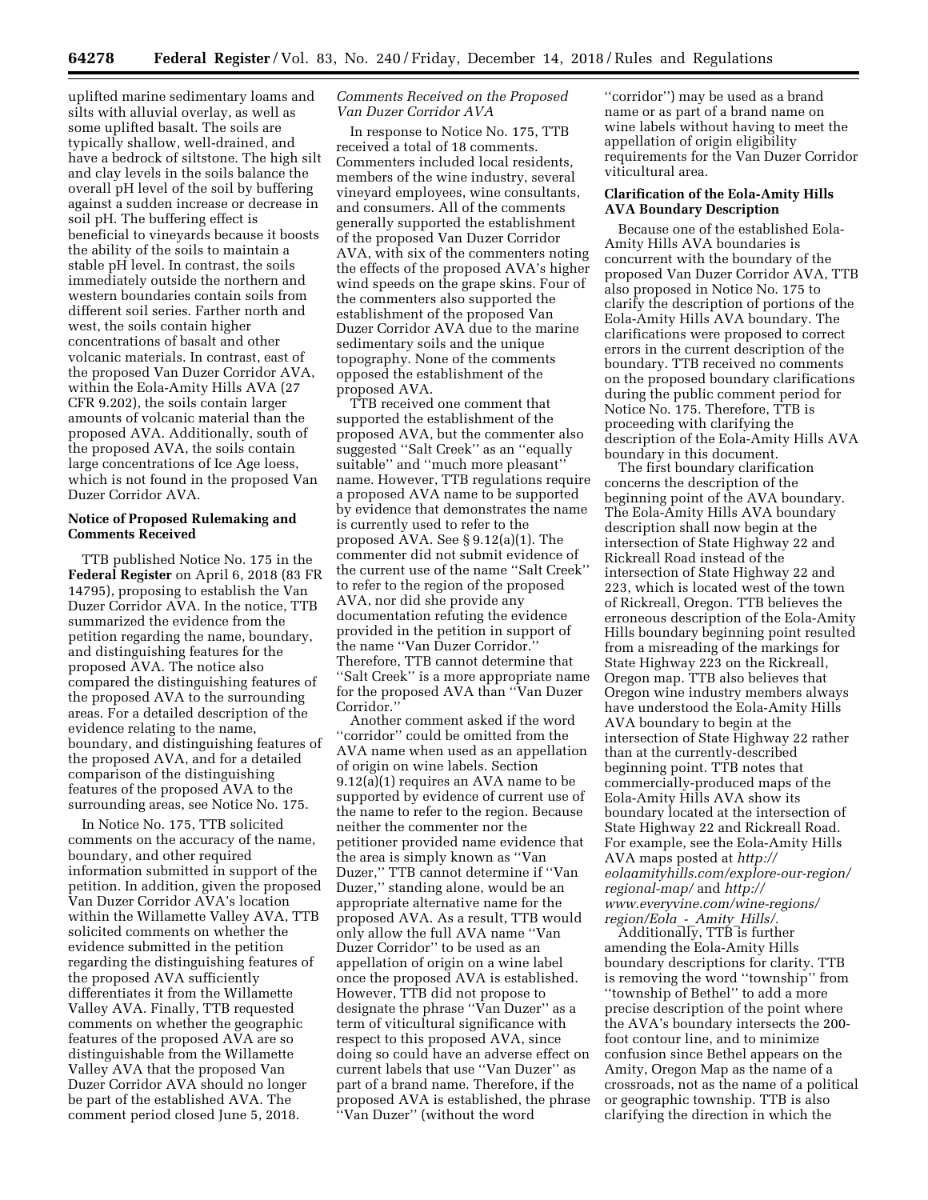uplifted marine sedimentary loams and silts with alluvial overlay, as well as some uplifted basalt. The soils are typically shallow, well-drained, and have a bedrock of siltstone. The high silt and clay levels in the soils balance the overall pH level of the soil by buffering against a sudden increase or decrease in soil pH. The buffering effect is beneficial to vineyards because it boosts the ability of the soils to maintain a stable pH level. In contrast, the soils immediately outside the northern and western boundaries contain soils from different soil series. Farther north and west, the soils contain higher concentrations of basalt and other volcanic materials. In contrast, east of the proposed Van Duzer Corridor AVA, within the Eola-Amity Hills AVA (27 CFR 9.202), the soils contain larger amounts of volcanic material than the proposed AVA. Additionally, south of the proposed AVA, the soils contain large concentrations of Ice Age loess, which is not found in the proposed Van Duzer Corridor AVA.

## Notice of Proposed Rulemaking and Comments Received

TTB published Notice No. 175 in the **Federal Register** on April 6, 2018 (83 FR 14795), proposing to establish the Van Duzer Corridor AVA. In the notice, TTB summarized the evidence from the petition regarding the name, boundary, and distinguishing features for the proposed AVA. The notice also compared the distinguishing features of the proposed AVA to the surrounding areas. For a detailed description of the evidence relating to the name, boundary, and distinguishing features of the proposed AVA, and for a detailed comparison of the distinguishing features of the proposed AVA to the surrounding areas, see Notice No. 175.

In Notice No. 175, TTB solicited comments on the accuracy of the name, boundary, and other required information submitted in support of the petition. In addition, given the proposed Van Duzer Corridor AVA's location within the Willamette Valley AVA, TTB solicited comments on whether the evidence submitted in the petition regarding the distinguishing features of the proposed AVA sufficiently differentiates it from the Willamette Valley AVA. Finally, TTB requested comments on whether the geographic features of the proposed AVA are so distinguishable from the Willamette Valley AVA that the proposed Van Duzer Corridor AVA should no longer be part of the established AVA. The comment period closed June 5, 2018.

### *Comments Received on the Proposed Van Duzer Corridor AVA*

In response to Notice No. 175, TTB received a total of 18 comments. Commenters included local residents, members of the wine industry, several vineyard employees, wine consultants, and consumers. All of the comments generally supported the establishment of the proposed Van Duzer Corridor AVA, with six of the commenters noting the effects of the proposed AVA's higher wind speeds on the grape skins. Four of the commenters also supported the establishment of the proposed Van Duzer Corridor AVA due to the marine sedimentary soils and the unique topography. None of the comments opposed the establishment of the proposed AVA.

TTB received one comment that supported the establishment of the proposed AVA, but the commenter also suggested "Salt Creek" as an "equally suitable" and "much more pleasant" name. However, TTB regulations require a proposed AVA name to be supported by evidence that demonstrates the name is currently used to refer to the proposed AVA. See § 9.12(a)(1). The commenter did not submit evidence of the current use of the name "Salt Creek" to refer to the region of the proposed AVA, nor did she provide any documentation refuting the evidence provided in the petition in support of the name "Van Duzer Corridor." Therefore, TTB cannot determine that "Salt Creek" is a more appropriate name for the proposed AVA than "Van Duzer Corridor."

Another comment asked if the word "corridor" could be omitted from the AVA name when used as an appellation of origin on wine labels. Section 9.12(a)(1) requires an AVA name to be supported by evidence of current use of the name to refer to the region. Because neither the commenter nor the petitioner provided name evidence that the area is simply known as "Van Duzer," TTB cannot determine if "Van Duzer," standing alone, would be an appropriate alternative name for the proposed AVA. As a result, TTB would only allow the full AVA name "Van Duzer Corridor" to be used as an appellation of origin on a wine label once the proposed AVA is established. However, TTB did not propose to designate the phrase "Van Duzer" as a term of viticultural significance with respect to this proposed AVA, since doing so could have an adverse effect on current labels that use "Van Duzer" as part of a brand name. Therefore, if the proposed AVA is established, the phrase "Van Duzer" (without the word "corridor") may be used as a brand name or as part of a brand name on wine labels without having to meet the appellation of origin eligibility requirements for the Van Duzer Corridor viticultural area.

## Clarification of the Eola-Amity Hills AVA Boundary Description

Because one of the established Eola-Amity Hills AVA boundaries is concurrent with the boundary of the proposed Van Duzer Corridor AVA, TTB also proposed in Notice No. 175 to clarify the description of portions of the Eola-Amity Hills AVA boundary. The clarifications were proposed to correct errors in the current description of the boundary. TTB received no comments on the proposed boundary clarifications during the public comment period for Notice No. 175. Therefore, TTB is proceeding with clarifying the description of the Eola-Amity Hills AVA boundary in this document.

The first boundary clarification concerns the description of the beginning point of the AVA boundary. The Eola-Amity Hills AVA boundary description shall now begin at the intersection of State Highway 22 and Rickreall Road instead of the intersection of State Highway 22 and 223, which is located west of the town of Rickreall, Oregon. TTB believes the erroneous description of the Eola-Amity Hills boundary beginning point resulted from a misreading of the markings for State Highway 223 on the Rickreall, Oregon map. TTB also believes that Oregon wine industry members always have understood the Eola-Amity Hills AVA boundary to begin at the intersection of State Highway 22 rather than at the currently-described beginning point. TTB notes that commercially-produced maps of the Eola-Amity Hills AVA show its boundary located at the intersection of State Highway 22 and Rickreall Road. For example, see the Eola-Amity Hills AVA maps posted at *http://eolaamityhills.com/explore-our-region/regional-map/* and *http://www.everyvine.com/wine-regions/region/Eola_-_Amity_Hills/.*

Additionally, TTB is further amending the Eola-Amity Hills boundary descriptions for clarity. TTB is removing the word "township" from "township of Bethel" to add a more precise description of the point where the AVA's boundary intersects the 200-foot contour line, and to minimize confusion since Bethel appears on the Amity, Oregon Map as the name of a crossroads, not as the name of a political or geographic township. TTB is also clarifying the direction in which the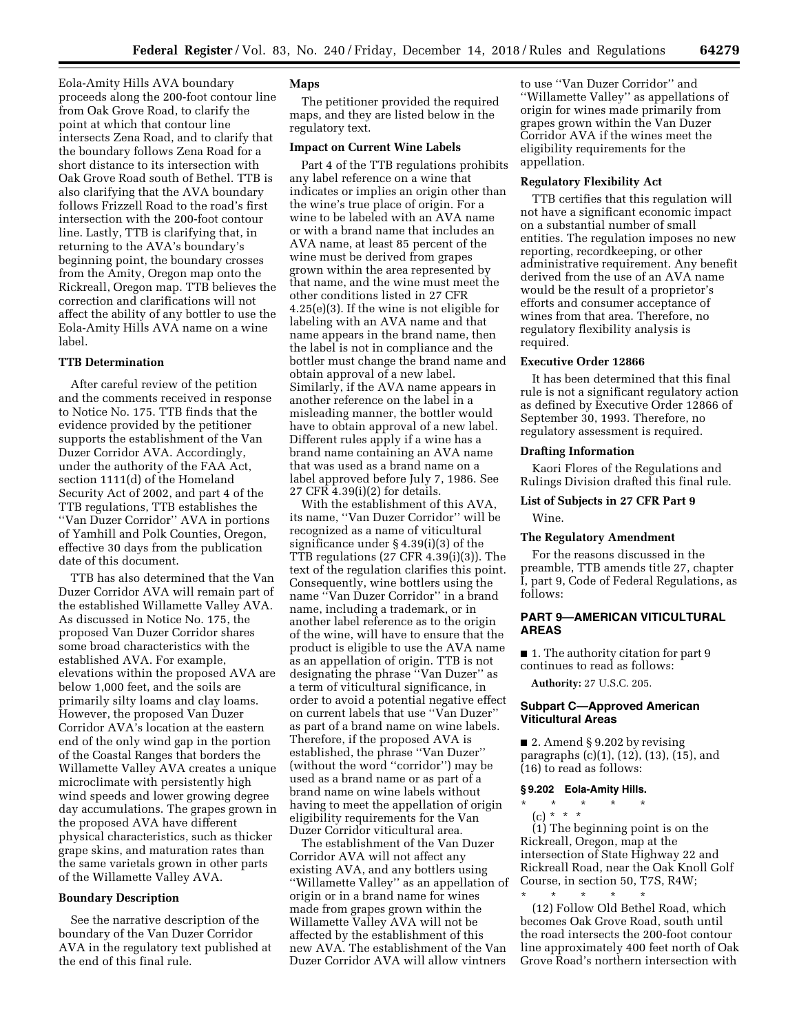Eola-Amity Hills AVA boundary proceeds along the 200-foot contour line from Oak Grove Road, to clarify the point at which that contour line intersects Zena Road, and to clarify that the boundary follows Zena Road for a short distance to its intersection with Oak Grove Road south of Bethel. TTB is also clarifying that the AVA boundary follows Frizzell Road to the road's first intersection with the 200-foot contour line. Lastly, TTB is clarifying that, in returning to the AVA's boundary's beginning point, the boundary crosses from the Amity, Oregon map onto the Rickreall, Oregon map. TTB believes the correction and clarifications will not affect the ability of any bottler to use the Eola-Amity Hills AVA name on a wine label.

**TTB Determination**

After careful review of the petition and the comments received in response to Notice No. 175. TTB finds that the evidence provided by the petitioner supports the establishment of the Van Duzer Corridor AVA. Accordingly, under the authority of the FAA Act, section 1111(d) of the Homeland Security Act of 2002, and part 4 of the TTB regulations, TTB establishes the ''Van Duzer Corridor'' AVA in portions of Yamhill and Polk Counties, Oregon, effective 30 days from the publication date of this document.

TTB has also determined that the Van Duzer Corridor AVA will remain part of the established Willamette Valley AVA. As discussed in Notice No. 175, the proposed Van Duzer Corridor shares some broad characteristics with the established AVA. For example, elevations within the proposed AVA are below 1,000 feet, and the soils are primarily silty loams and clay loams. However, the proposed Van Duzer Corridor AVA's location at the eastern end of the only wind gap in the portion of the Coastal Ranges that borders the Willamette Valley AVA creates a unique microclimate with persistently high wind speeds and lower growing degree day accumulations. The grapes grown in the proposed AVA have different physical characteristics, such as thicker grape skins, and maturation rates than the same varietals grown in other parts of the Willamette Valley AVA.

**Boundary Description**

See the narrative description of the boundary of the Van Duzer Corridor AVA in the regulatory text published at the end of this final rule.

**Maps**

The petitioner provided the required maps, and they are listed below in the regulatory text.

**Impact on Current Wine Labels**

Part 4 of the TTB regulations prohibits any label reference on a wine that indicates or implies an origin other than the wine's true place of origin. For a wine to be labeled with an AVA name or with a brand name that includes an AVA name, at least 85 percent of the wine must be derived from grapes grown within the area represented by that name, and the wine must meet the other conditions listed in 27 CFR 4.25(e)(3). If the wine is not eligible for labeling with an AVA name and that name appears in the brand name, then the label is not in compliance and the bottler must change the brand name and obtain approval of a new label. Similarly, if the AVA name appears in another reference on the label in a misleading manner, the bottler would have to obtain approval of a new label. Different rules apply if a wine has a brand name containing an AVA name that was used as a brand name on a label approved before July 7, 1986. See 27 CFR 4.39(i)(2) for details.

With the establishment of this AVA, its name, ''Van Duzer Corridor'' will be recognized as a name of viticultural significance under § 4.39(i)(3) of the TTB regulations (27 CFR 4.39(i)(3)). The text of the regulation clarifies this point. Consequently, wine bottlers using the name ''Van Duzer Corridor'' in a brand name, including a trademark, or in another label reference as to the origin of the wine, will have to ensure that the product is eligible to use the AVA name as an appellation of origin. TTB is not designating the phrase ''Van Duzer'' as a term of viticultural significance, in order to avoid a potential negative effect on current labels that use ''Van Duzer'' as part of a brand name on wine labels. Therefore, if the proposed AVA is established, the phrase ''Van Duzer'' (without the word ''corridor'') may be used as a brand name or as part of a brand name on wine labels without having to meet the appellation of origin eligibility requirements for the Van Duzer Corridor viticultural area.

The establishment of the Van Duzer Corridor AVA will not affect any existing AVA, and any bottlers using ''Willamette Valley'' as an appellation of origin or in a brand name for wines made from grapes grown within the Willamette Valley AVA will not be affected by the establishment of this new AVA. The establishment of the Van Duzer Corridor AVA will allow vintners to use ''Van Duzer Corridor'' and ''Willamette Valley'' as appellations of origin for wines made primarily from grapes grown within the Van Duzer Corridor AVA if the wines meet the eligibility requirements for the appellation.

**Regulatory Flexibility Act**

TTB certifies that this regulation will not have a significant economic impact on a substantial number of small entities. The regulation imposes no new reporting, recordkeeping, or other administrative requirement. Any benefit derived from the use of an AVA name would be the result of a proprietor's efforts and consumer acceptance of wines from that area. Therefore, no regulatory flexibility analysis is required.

**Executive Order 12866**

It has been determined that this final rule is not a significant regulatory action as defined by Executive Order 12866 of September 30, 1993. Therefore, no regulatory assessment is required.

**Drafting Information**

Kaori Flores of the Regulations and Rulings Division drafted this final rule.

**List of Subjects in 27 CFR Part 9**

Wine.

**The Regulatory Amendment**

For the reasons discussed in the preamble, TTB amends title 27, chapter I, part 9, Code of Federal Regulations, as follows:

## PART 9—AMERICAN VITICULTURAL AREAS

■ 1. The authority citation for part 9 continues to read as follows:

**Authority:** 27 U.S.C. 205.

### Subpart C—Approved American Viticultural Areas

■ 2. Amend § 9.202 by revising paragraphs (c)(1), (12), (13), (15), and (16) to read as follows:

#### § 9.202 Eola-Amity Hills.

\* \* \* \* \*

(c) \* \* \*

(1) The beginning point is on the Rickreall, Oregon, map at the intersection of State Highway 22 and Rickreall Road, near the Oak Knoll Golf Course, in section 50, T7S, R4W;

\* \* \* \* \*

(12) Follow Old Bethel Road, which becomes Oak Grove Road, south until the road intersects the 200-foot contour line approximately 400 feet north of Oak Grove Road's northern intersection with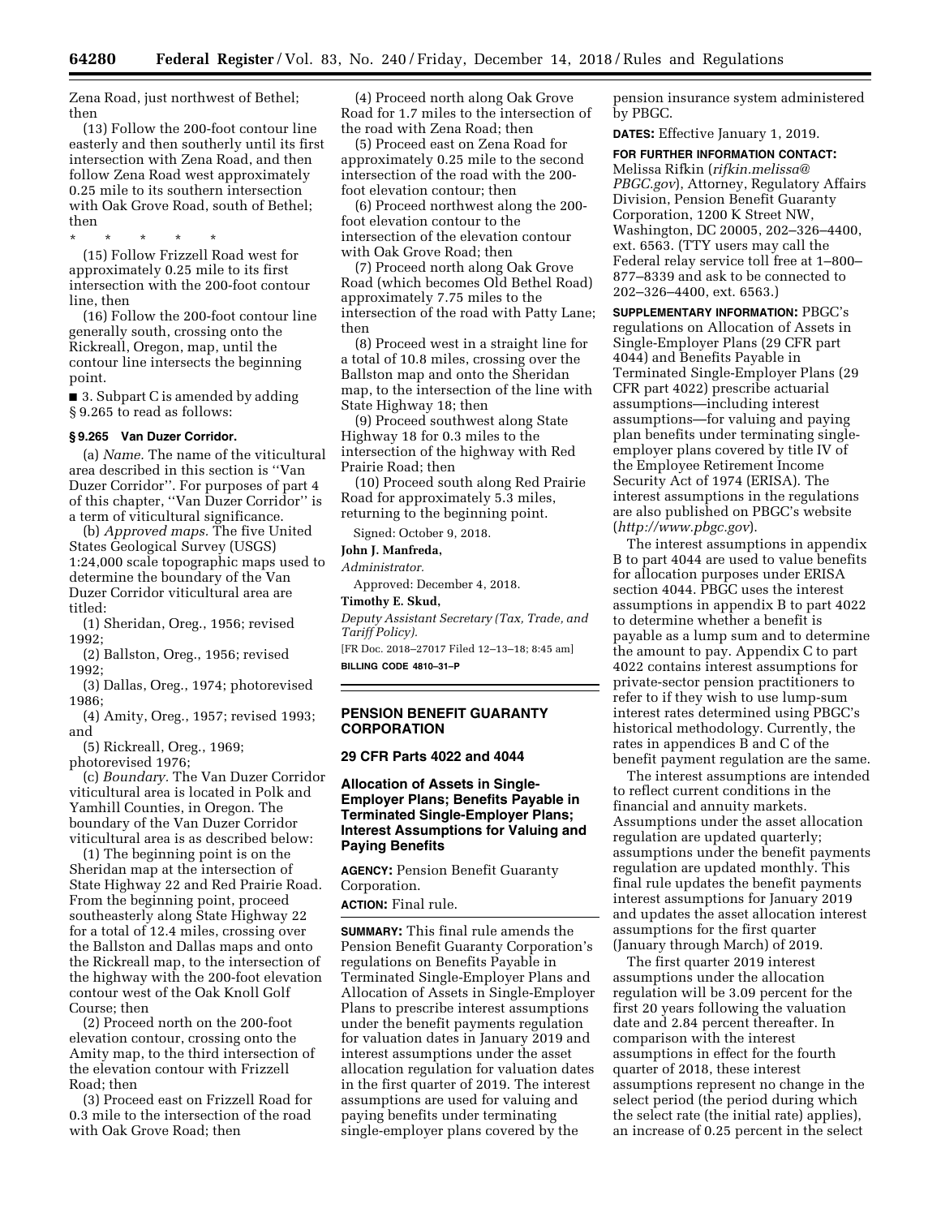Zena Road, just northwest of Bethel; then

(13) Follow the 200-foot contour line easterly and then southerly until its first intersection with Zena Road, and then follow Zena Road west approximately 0.25 mile to its southern intersection with Oak Grove Road, south of Bethel; then

\* \* \* \* \*

(15) Follow Frizzell Road west for approximately 0.25 mile to its first intersection with the 200-foot contour line, then

(16) Follow the 200-foot contour line generally south, crossing onto the Rickreall, Oregon, map, until the contour line intersects the beginning point.

■ 3. Subpart C is amended by adding § 9.265 to read as follows:

**§ 9.265 Van Duzer Corridor.**

(a) *Name.* The name of the viticultural area described in this section is ''Van Duzer Corridor''. For purposes of part 4 of this chapter, ''Van Duzer Corridor'' is a term of viticultural significance.

(b) *Approved maps.* The five United States Geological Survey (USGS) 1:24,000 scale topographic maps used to determine the boundary of the Van Duzer Corridor viticultural area are titled:

(1) Sheridan, Oreg., 1956; revised 1992;

(2) Ballston, Oreg., 1956; revised 1992;

(3) Dallas, Oreg., 1974; photorevised 1986;

(4) Amity, Oreg., 1957; revised 1993; and

(5) Rickreall, Oreg., 1969; photorevised 1976;

(c) *Boundary.* The Van Duzer Corridor viticultural area is located in Polk and Yamhill Counties, in Oregon. The boundary of the Van Duzer Corridor viticultural area is as described below:

(1) The beginning point is on the Sheridan map at the intersection of State Highway 22 and Red Prairie Road. From the beginning point, proceed southeasterly along State Highway 22 for a total of 12.4 miles, crossing over the Ballston and Dallas maps and onto the Rickreall map, to the intersection of the highway with the 200-foot elevation contour west of the Oak Knoll Golf Course; then

(2) Proceed north on the 200-foot elevation contour, crossing onto the Amity map, to the third intersection of the elevation contour with Frizzell Road; then

(3) Proceed east on Frizzell Road for 0.3 mile to the intersection of the road with Oak Grove Road; then

(4) Proceed north along Oak Grove Road for 1.7 miles to the intersection of the road with Zena Road; then

(5) Proceed east on Zena Road for approximately 0.25 mile to the second intersection of the road with the 200-foot elevation contour; then

(6) Proceed northwest along the 200-foot elevation contour to the intersection of the elevation contour with Oak Grove Road; then

(7) Proceed north along Oak Grove Road (which becomes Old Bethel Road) approximately 7.75 miles to the intersection of the road with Patty Lane; then

(8) Proceed west in a straight line for a total of 10.8 miles, crossing over the Ballston map and onto the Sheridan map, to the intersection of the line with State Highway 18; then

(9) Proceed southwest along State Highway 18 for 0.3 miles to the intersection of the highway with Red Prairie Road; then

(10) Proceed south along Red Prairie Road for approximately 5.3 miles, returning to the beginning point.

Signed: October 9, 2018.

**John J. Manfreda,**

*Administrator.*

Approved: December 4, 2018.

**Timothy E. Skud,**

*Deputy Assistant Secretary (Tax, Trade, and Tariff Policy).*

[FR Doc. 2018–27017 Filed 12–13–18; 8:45 am]

**BILLING CODE 4810–31–P**

## PENSION BENEFIT GUARANTY CORPORATION

### 29 CFR Parts 4022 and 4044

### Allocation of Assets in Single-Employer Plans; Benefits Payable in Terminated Single-Employer Plans; Interest Assumptions for Valuing and Paying Benefits

**AGENCY:** Pension Benefit Guaranty Corporation.

**ACTION:** Final rule.

**SUMMARY:** This final rule amends the Pension Benefit Guaranty Corporation's regulations on Benefits Payable in Terminated Single-Employer Plans and Allocation of Assets in Single-Employer Plans to prescribe interest assumptions under the benefit payments regulation for valuation dates in January 2019 and interest assumptions under the asset allocation regulation for valuation dates in the first quarter of 2019. The interest assumptions are used for valuing and paying benefits under terminating single-employer plans covered by the pension insurance system administered by PBGC.

**DATES:** Effective January 1, 2019.

**FOR FURTHER INFORMATION CONTACT:** Melissa Rifkin (*rifkin.melissa@PBGC.gov*), Attorney, Regulatory Affairs Division, Pension Benefit Guaranty Corporation, 1200 K Street NW, Washington, DC 20005, 202–326–4400, ext. 6563. (TTY users may call the Federal relay service toll free at 1–800–877–8339 and ask to be connected to 202–326–4400, ext. 6563.)

**SUPPLEMENTARY INFORMATION:** PBGC's regulations on Allocation of Assets in Single-Employer Plans (29 CFR part 4044) and Benefits Payable in Terminated Single-Employer Plans (29 CFR part 4022) prescribe actuarial assumptions—including interest assumptions—for valuing and paying plan benefits under terminating single-employer plans covered by title IV of the Employee Retirement Income Security Act of 1974 (ERISA). The interest assumptions in the regulations are also published on PBGC's website (*http://www.pbgc.gov*).

The interest assumptions in appendix B to part 4044 are used to value benefits for allocation purposes under ERISA section 4044. PBGC uses the interest assumptions in appendix B to part 4022 to determine whether a benefit is payable as a lump sum and to determine the amount to pay. Appendix C to part 4022 contains interest assumptions for private-sector pension practitioners to refer to if they wish to use lump-sum interest rates determined using PBGC's historical methodology. Currently, the rates in appendices B and C of the benefit payment regulation are the same.

The interest assumptions are intended to reflect current conditions in the financial and annuity markets. Assumptions under the asset allocation regulation are updated quarterly; assumptions under the benefit payments regulation are updated monthly. This final rule updates the benefit payments interest assumptions for January 2019 and updates the asset allocation interest assumptions for the first quarter (January through March) of 2019.

The first quarter 2019 interest assumptions under the allocation regulation will be 3.09 percent for the first 20 years following the valuation date and 2.84 percent thereafter. In comparison with the interest assumptions in effect for the fourth quarter of 2018, these interest assumptions represent no change in the select period (the period during which the select rate (the initial rate) applies), an increase of 0.25 percent in the select